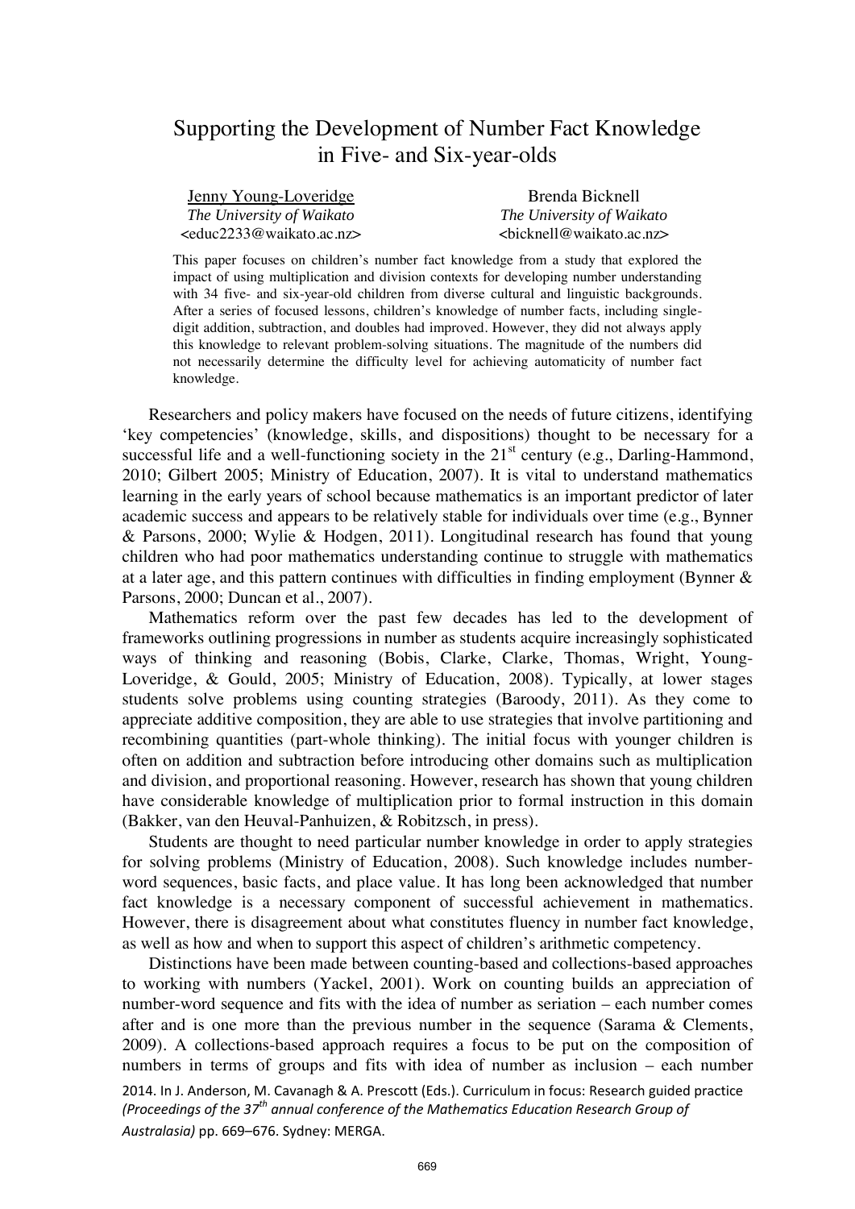# Supporting the Development of Number Fact Knowledge in Five- and Six-year-olds

Jenny Young-Loveridge
*The University of Waikato*
<educ2233@waikato.ac.nz>

Brenda Bicknell
*The University of Waikato*
<bicknell@waikato.ac.nz>

This paper focuses on children's number fact knowledge from a study that explored the impact of using multiplication and division contexts for developing number understanding with 34 five- and six-year-old children from diverse cultural and linguistic backgrounds. After a series of focused lessons, children's knowledge of number facts, including single-digit addition, subtraction, and doubles had improved. However, they did not always apply this knowledge to relevant problem-solving situations. The magnitude of the numbers did not necessarily determine the difficulty level for achieving automaticity of number fact knowledge.

Researchers and policy makers have focused on the needs of future citizens, identifying 'key competencies' (knowledge, skills, and dispositions) thought to be necessary for a successful life and a well-functioning society in the 21st century (e.g., Darling-Hammond, 2010; Gilbert 2005; Ministry of Education, 2007). It is vital to understand mathematics learning in the early years of school because mathematics is an important predictor of later academic success and appears to be relatively stable for individuals over time (e.g., Bynner & Parsons, 2000; Wylie & Hodgen, 2011). Longitudinal research has found that young children who had poor mathematics understanding continue to struggle with mathematics at a later age, and this pattern continues with difficulties in finding employment (Bynner & Parsons, 2000; Duncan et al., 2007).

Mathematics reform over the past few decades has led to the development of frameworks outlining progressions in number as students acquire increasingly sophisticated ways of thinking and reasoning (Bobis, Clarke, Clarke, Thomas, Wright, Young-Loveridge, & Gould, 2005; Ministry of Education, 2008). Typically, at lower stages students solve problems using counting strategies (Baroody, 2011). As they come to appreciate additive composition, they are able to use strategies that involve partitioning and recombining quantities (part-whole thinking). The initial focus with younger children is often on addition and subtraction before introducing other domains such as multiplication and division, and proportional reasoning. However, research has shown that young children have considerable knowledge of multiplication prior to formal instruction in this domain (Bakker, van den Heuval-Panhuizen, & Robitzsch, in press).

Students are thought to need particular number knowledge in order to apply strategies for solving problems (Ministry of Education, 2008). Such knowledge includes number-word sequences, basic facts, and place value. It has long been acknowledged that number fact knowledge is a necessary component of successful achievement in mathematics. However, there is disagreement about what constitutes fluency in number fact knowledge, as well as how and when to support this aspect of children's arithmetic competency.

Distinctions have been made between counting-based and collections-based approaches to working with numbers (Yackel, 2001). Work on counting builds an appreciation of number-word sequence and fits with the idea of number as seriation – each number comes after and is one more than the previous number in the sequence (Sarama & Clements, 2009). A collections-based approach requires a focus to be put on the composition of numbers in terms of groups and fits with idea of number as inclusion – each number

2014. In J. Anderson, M. Cavanagh & A. Prescott (Eds.). Curriculum in focus: Research guided practice *(Proceedings of the 37th annual conference of the Mathematics Education Research Group of Australasia)* pp. 669–676. Sydney: MERGA.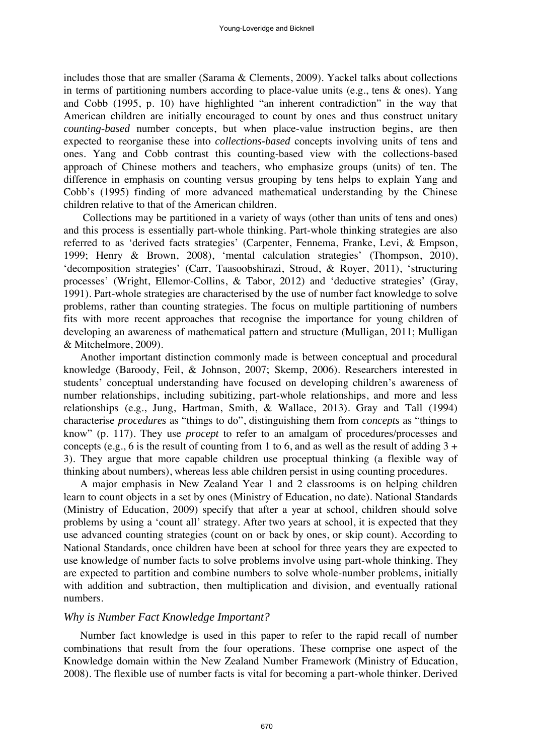includes those that are smaller (Sarama & Clements, 2009). Yackel talks about collections in terms of partitioning numbers according to place-value units (e.g., tens & ones). Yang and Cobb (1995, p. 10) have highlighted "an inherent contradiction" in the way that American children are initially encouraged to count by ones and thus construct unitary *counting-based* number concepts, but when place-value instruction begins, are then expected to reorganise these into *collections-based* concepts involving units of tens and ones. Yang and Cobb contrast this counting-based view with the collections-based approach of Chinese mothers and teachers, who emphasize groups (units) of ten. The difference in emphasis on counting versus grouping by tens helps to explain Yang and Cobb's (1995) finding of more advanced mathematical understanding by the Chinese children relative to that of the American children.

Collections may be partitioned in a variety of ways (other than units of tens and ones) and this process is essentially part-whole thinking. Part-whole thinking strategies are also referred to as 'derived facts strategies' (Carpenter, Fennema, Franke, Levi, & Empson, 1999; Henry & Brown, 2008), 'mental calculation strategies' (Thompson, 2010), 'decomposition strategies' (Carr, Taasoobshirazi, Stroud, & Royer, 2011), 'structuring processes' (Wright, Ellemor-Collins, & Tabor, 2012) and 'deductive strategies' (Gray, 1991). Part-whole strategies are characterised by the use of number fact knowledge to solve problems, rather than counting strategies. The focus on multiple partitioning of numbers fits with more recent approaches that recognise the importance for young children of developing an awareness of mathematical pattern and structure (Mulligan, 2011; Mulligan & Mitchelmore, 2009).

Another important distinction commonly made is between conceptual and procedural knowledge (Baroody, Feil, & Johnson, 2007; Skemp, 2006). Researchers interested in students' conceptual understanding have focused on developing children's awareness of number relationships, including subitizing, part-whole relationships, and more and less relationships (e.g., Jung, Hartman, Smith, & Wallace, 2013). Gray and Tall (1994) characterise *procedures* as "things to do", distinguishing them from *concepts* as "things to know" (p. 117). They use *procept* to refer to an amalgam of procedures/processes and concepts (e.g., 6 is the result of counting from 1 to 6, and as well as the result of adding 3 + 3). They argue that more capable children use proceptual thinking (a flexible way of thinking about numbers), whereas less able children persist in using counting procedures.

A major emphasis in New Zealand Year 1 and 2 classrooms is on helping children learn to count objects in a set by ones (Ministry of Education, no date). National Standards (Ministry of Education, 2009) specify that after a year at school, children should solve problems by using a 'count all' strategy. After two years at school, it is expected that they use advanced counting strategies (count on or back by ones, or skip count). According to National Standards, once children have been at school for three years they are expected to use knowledge of number facts to solve problems involve using part-whole thinking. They are expected to partition and combine numbers to solve whole-number problems, initially with addition and subtraction, then multiplication and division, and eventually rational numbers.

### *Why is Number Fact Knowledge Important?*

Number fact knowledge is used in this paper to refer to the rapid recall of number combinations that result from the four operations. These comprise one aspect of the Knowledge domain within the New Zealand Number Framework (Ministry of Education, 2008). The flexible use of number facts is vital for becoming a part-whole thinker. Derived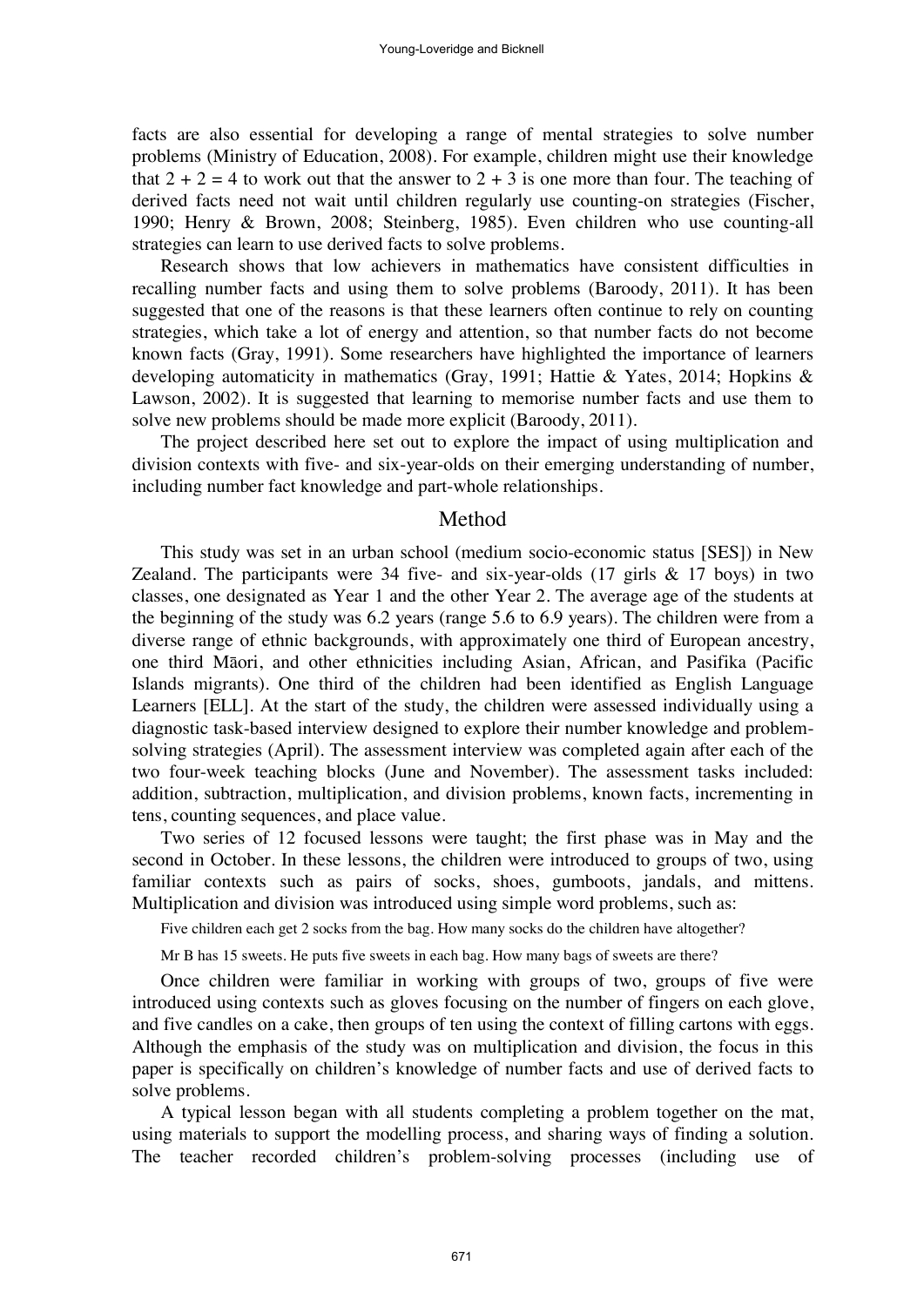facts are also essential for developing a range of mental strategies to solve number problems (Ministry of Education, 2008). For example, children might use their knowledge that $2 + 2 = 4$ to work out that the answer to $2 + 3$ is one more than four. The teaching of derived facts need not wait until children regularly use counting-on strategies (Fischer, 1990; Henry & Brown, 2008; Steinberg, 1985). Even children who use counting-all strategies can learn to use derived facts to solve problems.

Research shows that low achievers in mathematics have consistent difficulties in recalling number facts and using them to solve problems (Baroody, 2011). It has been suggested that one of the reasons is that these learners often continue to rely on counting strategies, which take a lot of energy and attention, so that number facts do not become known facts (Gray, 1991). Some researchers have highlighted the importance of learners developing automaticity in mathematics (Gray, 1991; Hattie & Yates, 2014; Hopkins & Lawson, 2002). It is suggested that learning to memorise number facts and use them to solve new problems should be made more explicit (Baroody, 2011).

The project described here set out to explore the impact of using multiplication and division contexts with five- and six-year-olds on their emerging understanding of number, including number fact knowledge and part-whole relationships.

## Method

This study was set in an urban school (medium socio-economic status [SES]) in New Zealand. The participants were 34 five- and six-year-olds (17 girls & 17 boys) in two classes, one designated as Year 1 and the other Year 2. The average age of the students at the beginning of the study was 6.2 years (range 5.6 to 6.9 years). The children were from a diverse range of ethnic backgrounds, with approximately one third of European ancestry, one third Māori, and other ethnicities including Asian, African, and Pasifika (Pacific Islands migrants). One third of the children had been identified as English Language Learners [ELL]. At the start of the study, the children were assessed individually using a diagnostic task-based interview designed to explore their number knowledge and problem-solving strategies (April). The assessment interview was completed again after each of the two four-week teaching blocks (June and November). The assessment tasks included: addition, subtraction, multiplication, and division problems, known facts, incrementing in tens, counting sequences, and place value.

Two series of 12 focused lessons were taught; the first phase was in May and the second in October. In these lessons, the children were introduced to groups of two, using familiar contexts such as pairs of socks, shoes, gumboots, jandals, and mittens. Multiplication and division was introduced using simple word problems, such as:

Five children each get 2 socks from the bag. How many socks do the children have altogether?

Mr B has 15 sweets. He puts five sweets in each bag. How many bags of sweets are there?

Once children were familiar in working with groups of two, groups of five were introduced using contexts such as gloves focusing on the number of fingers on each glove, and five candles on a cake, then groups of ten using the context of filling cartons with eggs. Although the emphasis of the study was on multiplication and division, the focus in this paper is specifically on children's knowledge of number facts and use of derived facts to solve problems.

A typical lesson began with all students completing a problem together on the mat, using materials to support the modelling process, and sharing ways of finding a solution. The teacher recorded children's problem-solving processes (including use of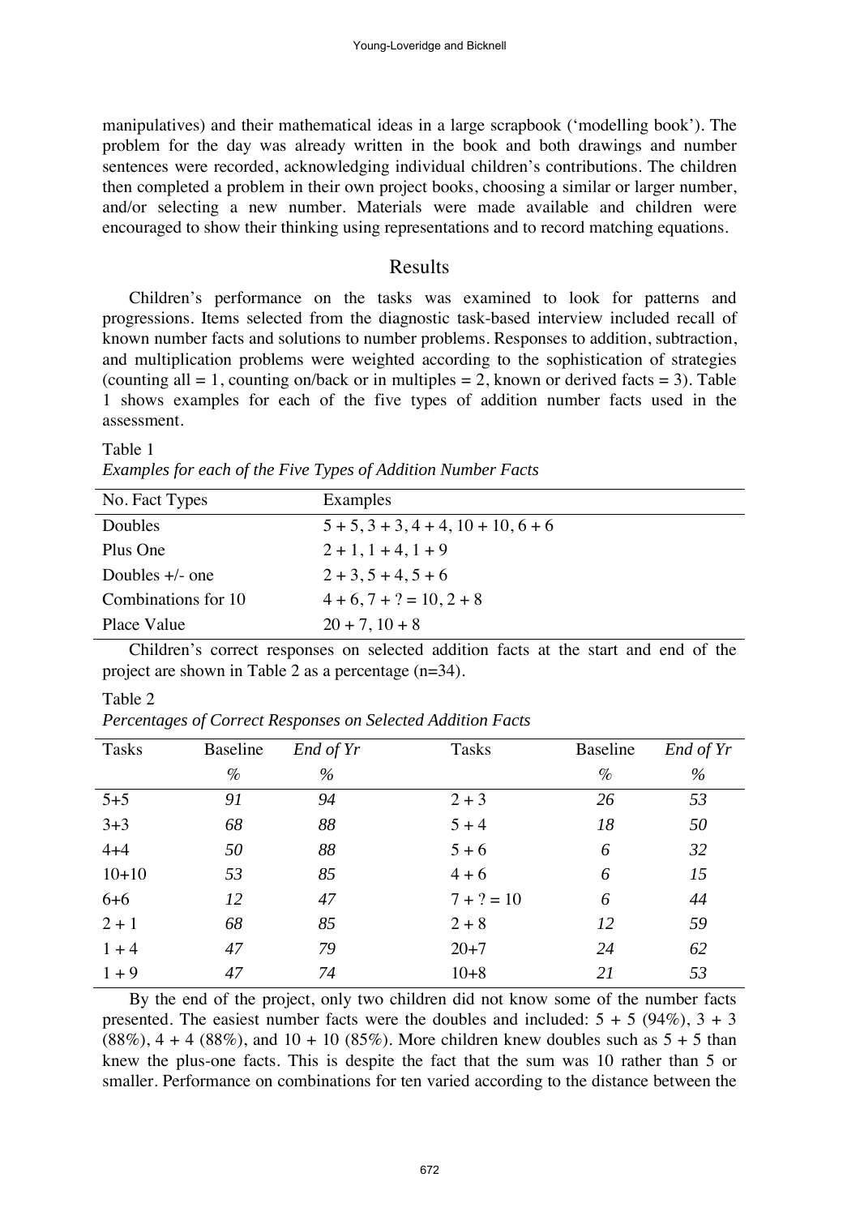manipulatives) and their mathematical ideas in a large scrapbook ('modelling book'). The problem for the day was already written in the book and both drawings and number sentences were recorded, acknowledging individual children's contributions. The children then completed a problem in their own project books, choosing a similar or larger number, and/or selecting a new number. Materials were made available and children were encouraged to show their thinking using representations and to record matching equations.

## Results

Children's performance on the tasks was examined to look for patterns and progressions. Items selected from the diagnostic task-based interview included recall of known number facts and solutions to number problems. Responses to addition, subtraction, and multiplication problems were weighted according to the sophistication of strategies (counting all = 1, counting on/back or in multiples = 2, known or derived facts = 3). Table 1 shows examples for each of the five types of addition number facts used in the assessment.

Table 1
*Examples for each of the Five Types of Addition Number Facts*

| No. Fact Types | Examples |
|---|---|
| Doubles | 5 + 5, 3 + 3, 4 + 4, 10 + 10, 6 + 6 |
| Plus One | 2 + 1, 1 + 4, 1 + 9 |
| Doubles +/- one | 2 + 3, 5 + 4, 5 + 6 |
| Combinations for 10 | 4 + 6, 7 + ? = 10, 2 + 8 |
| Place Value | 20 + 7, 10 + 8 |

Children's correct responses on selected addition facts at the start and end of the project are shown in Table 2 as a percentage (n=34).

Table 2
*Percentages of Correct Responses on Selected Addition Facts*

| Tasks | Baseline % | *End of Yr* % | Tasks | Baseline % | *End of Yr* % |
|---|---|---|---|---|---|
| 5+5 | *91* | *94* | 2 + 3 | *26* | *53* |
| 3+3 | *68* | *88* | 5 + 4 | *18* | *50* |
| 4+4 | *50* | *88* | 5 + 6 | *6* | *32* |
| 10+10 | *53* | *85* | 4 + 6 | *6* | *15* |
| 6+6 | *12* | *47* | 7 + ? = 10 | *6* | *44* |
| 2 + 1 | *68* | *85* | 2 + 8 | *12* | *59* |
| 1 + 4 | *47* | *79* | 20+7 | *24* | *62* |
| 1 + 9 | *47* | *74* | 10+8 | *21* | *53* |

By the end of the project, only two children did not know some of the number facts presented. The easiest number facts were the doubles and included: 5 + 5 (94%), 3 + 3 (88%), 4 + 4 (88%), and 10 + 10 (85%). More children knew doubles such as 5 + 5 than knew the plus-one facts. This is despite the fact that the sum was 10 rather than 5 or smaller. Performance on combinations for ten varied according to the distance between the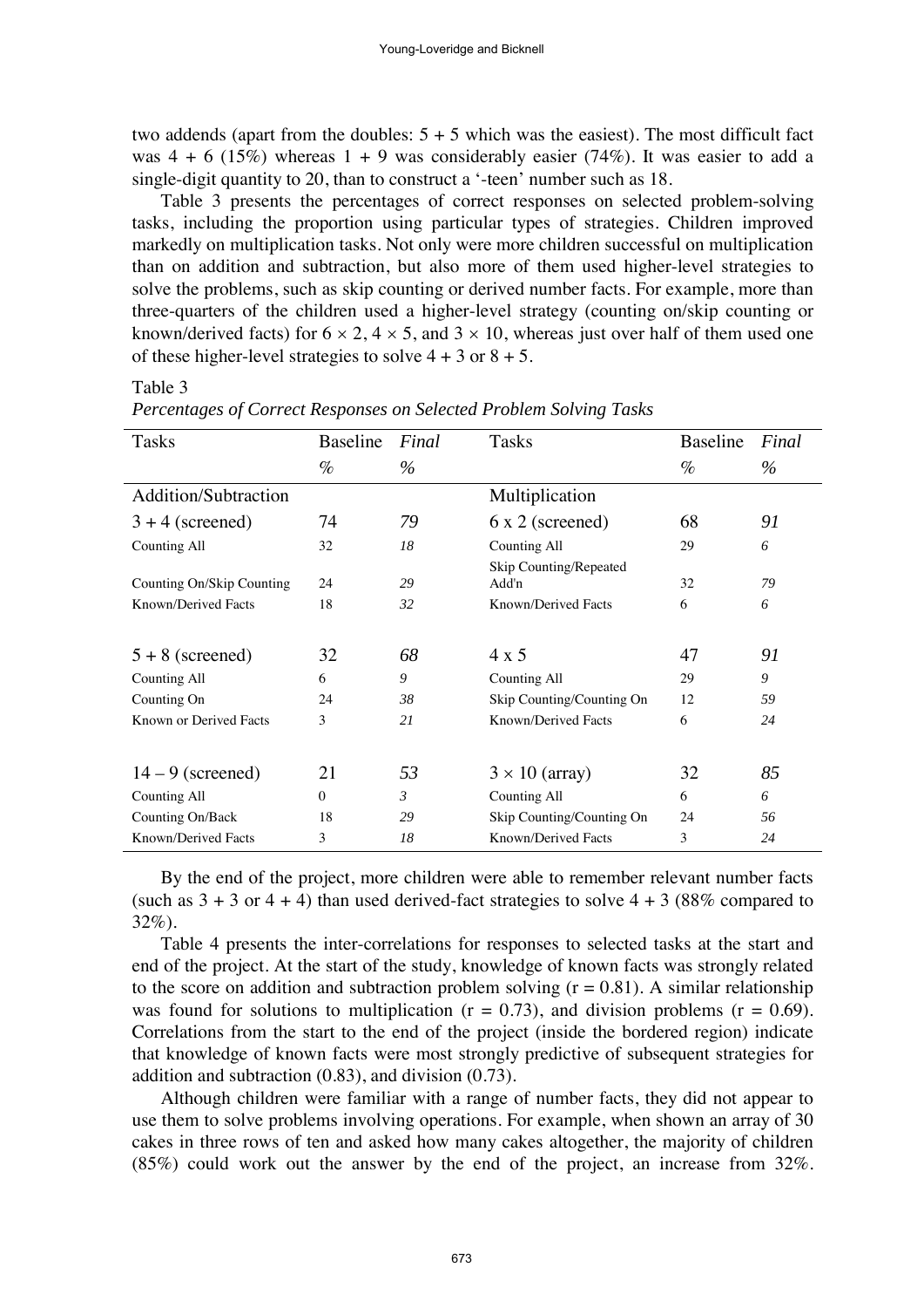two addends (apart from the doubles: 5 + 5 which was the easiest). The most difficult fact was 4 + 6 (15%) whereas 1 + 9 was considerably easier (74%). It was easier to add a single-digit quantity to 20, than to construct a '-teen' number such as 18.

Table 3 presents the percentages of correct responses on selected problem-solving tasks, including the proportion using particular types of strategies. Children improved markedly on multiplication tasks. Not only were more children successful on multiplication than on addition and subtraction, but also more of them used higher-level strategies to solve the problems, such as skip counting or derived number facts. For example, more than three-quarters of the children used a higher-level strategy (counting on/skip counting or known/derived facts) for $6 \times 2$, $4 \times 5$, and $3 \times 10$, whereas just over half of them used one of these higher-level strategies to solve 4 + 3 or 8 + 5.

Table 3
*Percentages of Correct Responses on Selected Problem Solving Tasks*

| Tasks | Baseline % | *Final %* | Tasks | Baseline % | *Final %* |
|---|---|---|---|---|---|
| Addition/Subtraction | | | Multiplication | | |
| 3 + 4 (screened) | 74 | *79* | 6 x 2 (screened) | 68 | *91* |
| Counting All | 32 | *18* | Counting All | 29 | *6* |
| Counting On/Skip Counting | 24 | *29* | Skip Counting/Repeated Add'n | 32 | *79* |
| Known/Derived Facts | 18 | *32* | Known/Derived Facts | 6 | *6* |
| 5 + 8 (screened) | 32 | *68* | 4 x 5 | 47 | *91* |
| Counting All | 6 | *9* | Counting All | 29 | *9* |
| Counting On | 24 | *38* | Skip Counting/Counting On | 12 | *59* |
| Known or Derived Facts | 3 | *21* | Known/Derived Facts | 6 | *24* |
| 14 – 9 (screened) | 21 | *53* | $3 \times 10$ (array) | 32 | *85* |
| Counting All | 0 | *3* | Counting All | 6 | *6* |
| Counting On/Back | 18 | *29* | Skip Counting/Counting On | 24 | *56* |
| Known/Derived Facts | 3 | *18* | Known/Derived Facts | 3 | *24* |

By the end of the project, more children were able to remember relevant number facts (such as 3 + 3 or 4 + 4) than used derived-fact strategies to solve 4 + 3 (88% compared to 32%).

Table 4 presents the inter-correlations for responses to selected tasks at the start and end of the project. At the start of the study, knowledge of known facts was strongly related to the score on addition and subtraction problem solving ($r = 0.81$). A similar relationship was found for solutions to multiplication ($r = 0.73$), and division problems ($r = 0.69$). Correlations from the start to the end of the project (inside the bordered region) indicate that knowledge of known facts were most strongly predictive of subsequent strategies for addition and subtraction (0.83), and division (0.73).

Although children were familiar with a range of number facts, they did not appear to use them to solve problems involving operations. For example, when shown an array of 30 cakes in three rows of ten and asked how many cakes altogether, the majority of children (85%) could work out the answer by the end of the project, an increase from 32%.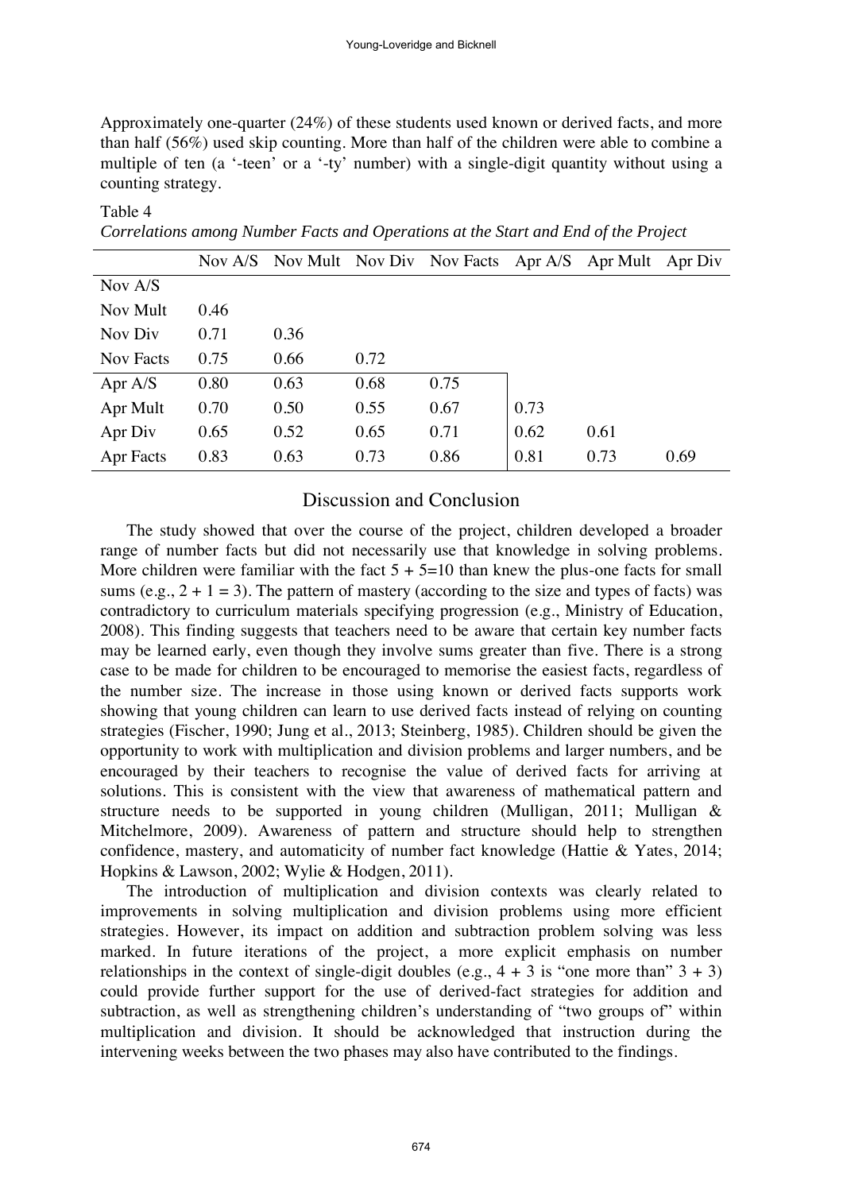Approximately one-quarter (24%) of these students used known or derived facts, and more than half (56%) used skip counting. More than half of the children were able to combine a multiple of ten (a '-teen' or a '-ty' number) with a single-digit quantity without using a counting strategy.

Table 4

*Correlations among Number Facts and Operations at the Start and End of the Project*

| | Nov A/S | Nov Mult | Nov Div | Nov Facts | Apr A/S | Apr Mult | Apr Div |
|---|---|---|---|---|---|---|---|
| Nov A/S | | | | | | | |
| Nov Mult | 0.46 | | | | | | |
| Nov Div | 0.71 | 0.36 | | | | | |
| Nov Facts | 0.75 | 0.66 | 0.72 | | | | |
| Apr A/S | 0.80 | 0.63 | 0.68 | 0.75 | | | |
| Apr Mult | 0.70 | 0.50 | 0.55 | 0.67 | 0.73 | | |
| Apr Div | 0.65 | 0.52 | 0.65 | 0.71 | 0.62 | 0.61 | |
| Apr Facts | 0.83 | 0.63 | 0.73 | 0.86 | 0.81 | 0.73 | 0.69 |

## Discussion and Conclusion

The study showed that over the course of the project, children developed a broader range of number facts but did not necessarily use that knowledge in solving problems. More children were familiar with the fact $5 + 5=10$ than knew the plus-one facts for small sums (e.g., $2 + 1 = 3$). The pattern of mastery (according to the size and types of facts) was contradictory to curriculum materials specifying progression (e.g., Ministry of Education, 2008). This finding suggests that teachers need to be aware that certain key number facts may be learned early, even though they involve sums greater than five. There is a strong case to be made for children to be encouraged to memorise the easiest facts, regardless of the number size. The increase in those using known or derived facts supports work showing that young children can learn to use derived facts instead of relying on counting strategies (Fischer, 1990; Jung et al., 2013; Steinberg, 1985). Children should be given the opportunity to work with multiplication and division problems and larger numbers, and be encouraged by their teachers to recognise the value of derived facts for arriving at solutions. This is consistent with the view that awareness of mathematical pattern and structure needs to be supported in young children (Mulligan, 2011; Mulligan & Mitchelmore, 2009). Awareness of pattern and structure should help to strengthen confidence, mastery, and automaticity of number fact knowledge (Hattie & Yates, 2014; Hopkins & Lawson, 2002; Wylie & Hodgen, 2011).

The introduction of multiplication and division contexts was clearly related to improvements in solving multiplication and division problems using more efficient strategies. However, its impact on addition and subtraction problem solving was less marked. In future iterations of the project, a more explicit emphasis on number relationships in the context of single-digit doubles (e.g., $4 + 3$ is "one more than" $3 + 3$) could provide further support for the use of derived-fact strategies for addition and subtraction, as well as strengthening children's understanding of "two groups of" within multiplication and division. It should be acknowledged that instruction during the intervening weeks between the two phases may also have contributed to the findings.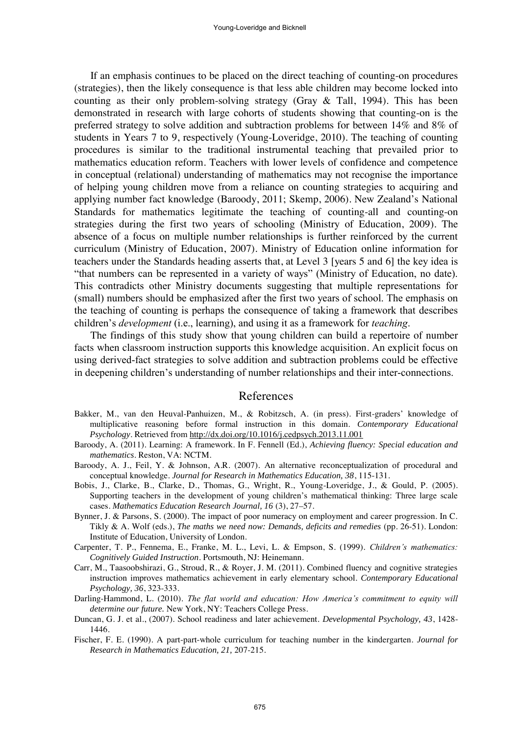If an emphasis continues to be placed on the direct teaching of counting-on procedures (strategies), then the likely consequence is that less able children may become locked into counting as their only problem-solving strategy (Gray & Tall, 1994). This has been demonstrated in research with large cohorts of students showing that counting-on is the preferred strategy to solve addition and subtraction problems for between 14% and 8% of students in Years 7 to 9, respectively (Young-Loveridge, 2010). The teaching of counting procedures is similar to the traditional instrumental teaching that prevailed prior to mathematics education reform. Teachers with lower levels of confidence and competence in conceptual (relational) understanding of mathematics may not recognise the importance of helping young children move from a reliance on counting strategies to acquiring and applying number fact knowledge (Baroody, 2011; Skemp, 2006). New Zealand's National Standards for mathematics legitimate the teaching of counting-all and counting-on strategies during the first two years of schooling (Ministry of Education, 2009). The absence of a focus on multiple number relationships is further reinforced by the current curriculum (Ministry of Education, 2007). Ministry of Education online information for teachers under the Standards heading asserts that, at Level 3 [years 5 and 6] the key idea is "that numbers can be represented in a variety of ways" (Ministry of Education, no date). This contradicts other Ministry documents suggesting that multiple representations for (small) numbers should be emphasized after the first two years of school. The emphasis on the teaching of counting is perhaps the consequence of taking a framework that describes children's *development* (i.e., learning), and using it as a framework for *teaching*.

The findings of this study show that young children can build a repertoire of number facts when classroom instruction supports this knowledge acquisition. An explicit focus on using derived-fact strategies to solve addition and subtraction problems could be effective in deepening children's understanding of number relationships and their inter-connections.

## References

Bakker, M., van den Heuval-Panhuizen, M., & Robitzsch, A. (in press). First-graders' knowledge of multiplicative reasoning before formal instruction in this domain. *Contemporary Educational Psychology*. Retrieved from http://dx.doi.org/10.1016/j.cedpsych.2013.11.001

Baroody, A. (2011). Learning: A framework. In F. Fennell (Ed.), *Achieving fluency: Special education and mathematics*. Reston, VA: NCTM.

Baroody, A. J., Feil, Y. & Johnson, A.R. (2007). An alternative reconceptualization of procedural and conceptual knowledge. *Journal for Research in Mathematics Education, 38*, 115-131.

Bobis, J., Clarke, B., Clarke, D., Thomas, G., Wright, R., Young-Loveridge, J., & Gould, P. (2005). Supporting teachers in the development of young children's mathematical thinking: Three large scale cases. *Mathematics Education Research Journal, 16* (3), 27–57.

Bynner, J. & Parsons, S. (2000). The impact of poor numeracy on employment and career progression. In C. Tikly & A. Wolf (eds.), *The maths we need now: Demands, deficits and remedies* (pp. 26-51). London: Institute of Education, University of London.

Carpenter, T. P., Fennema, E., Franke, M. L., Levi, L. & Empson, S. (1999). *Children's mathematics: Cognitively Guided Instruction*. Portsmouth, NJ: Heinemann.

Carr, M., Taasoobshirazi, G., Stroud, R., & Royer, J. M. (2011). Combined fluency and cognitive strategies instruction improves mathematics achievement in early elementary school. *Contemporary Educational Psychology, 36*, 323-333.

Darling-Hammond, L. (2010). *The flat world and education: How America's commitment to equity will determine our future.* New York, NY: Teachers College Press.

Duncan, G. J. et al., (2007). School readiness and later achievement. *Developmental Psychology, 43*, 1428-1446.

Fischer, F. E. (1990). A part-part-whole curriculum for teaching number in the kindergarten. *Journal for Research in Mathematics Education, 21,* 207-215.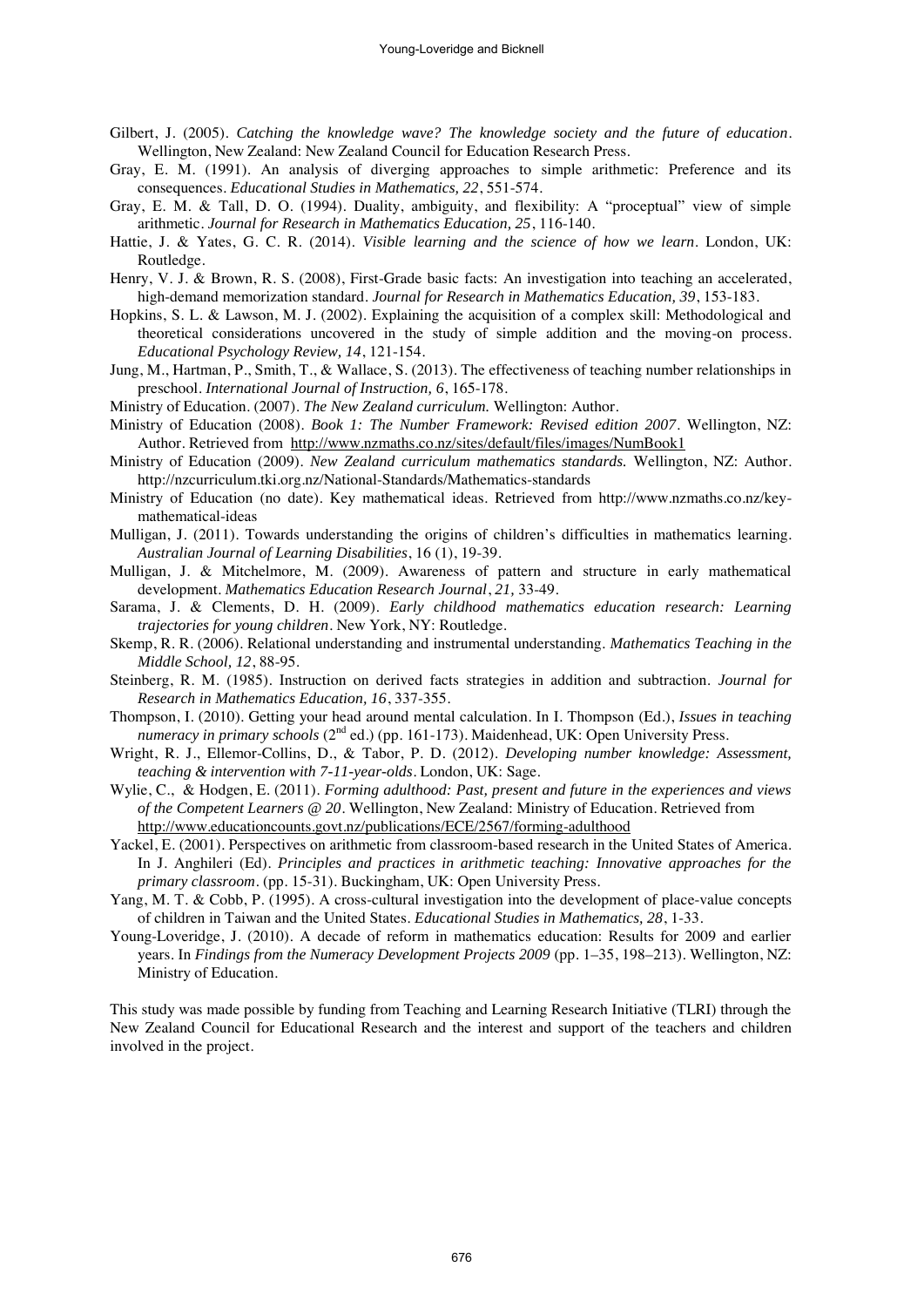Gilbert, J. (2005). *Catching the knowledge wave? The knowledge society and the future of education*. Wellington, New Zealand: New Zealand Council for Education Research Press.

Gray, E. M. (1991). An analysis of diverging approaches to simple arithmetic: Preference and its consequences. *Educational Studies in Mathematics, 22*, 551-574.

Gray, E. M. & Tall, D. O. (1994). Duality, ambiguity, and flexibility: A "proceptual" view of simple arithmetic. *Journal for Research in Mathematics Education, 25*, 116-140.

Hattie, J. & Yates, G. C. R. (2014). *Visible learning and the science of how we learn*. London, UK: Routledge.

Henry, V. J. & Brown, R. S. (2008), First-Grade basic facts: An investigation into teaching an accelerated, high-demand memorization standard. *Journal for Research in Mathematics Education, 39*, 153-183.

Hopkins, S. L. & Lawson, M. J. (2002). Explaining the acquisition of a complex skill: Methodological and theoretical considerations uncovered in the study of simple addition and the moving-on process. *Educational Psychology Review, 14*, 121-154.

Jung, M., Hartman, P., Smith, T., & Wallace, S. (2013). The effectiveness of teaching number relationships in preschool. *International Journal of Instruction, 6*, 165-178.

Ministry of Education. (2007). *The New Zealand curriculum.* Wellington: Author.

Ministry of Education (2008). *Book 1: The Number Framework: Revised edition 2007*. Wellington, NZ: Author. Retrieved from http://www.nzmaths.co.nz/sites/default/files/images/NumBook1

Ministry of Education (2009). *New Zealand curriculum mathematics standards.* Wellington, NZ: Author. http://nzcurriculum.tki.org.nz/National-Standards/Mathematics-standards

Ministry of Education (no date). Key mathematical ideas. Retrieved from http://www.nzmaths.co.nz/key-mathematical-ideas

Mulligan, J. (2011). Towards understanding the origins of children's difficulties in mathematics learning. *Australian Journal of Learning Disabilities*, 16 (1), 19-39.

Mulligan, J. & Mitchelmore, M. (2009). Awareness of pattern and structure in early mathematical development. *Mathematics Education Research Journal*, *21,* 33-49.

Sarama, J. & Clements, D. H. (2009). *Early childhood mathematics education research: Learning trajectories for young children*. New York, NY: Routledge.

Skemp, R. R. (2006). Relational understanding and instrumental understanding. *Mathematics Teaching in the Middle School, 12*, 88-95.

Steinberg, R. M. (1985). Instruction on derived facts strategies in addition and subtraction. *Journal for Research in Mathematics Education, 16*, 337-355.

Thompson, I. (2010). Getting your head around mental calculation. In I. Thompson (Ed.), *Issues in teaching numeracy in primary schools* (2nd ed.) (pp. 161-173). Maidenhead, UK: Open University Press.

Wright, R. J., Ellemor-Collins, D., & Tabor, P. D. (2012). *Developing number knowledge: Assessment, teaching & intervention with 7-11-year-olds*. London, UK: Sage.

Wylie, C., & Hodgen, E. (2011). *Forming adulthood: Past, present and future in the experiences and views of the Competent Learners @ 20*. Wellington, New Zealand: Ministry of Education. Retrieved from http://www.educationcounts.govt.nz/publications/ECE/2567/forming-adulthood

Yackel, E. (2001). Perspectives on arithmetic from classroom-based research in the United States of America. In J. Anghileri (Ed). *Principles and practices in arithmetic teaching: Innovative approaches for the primary classroom*. (pp. 15-31). Buckingham, UK: Open University Press.

Yang, M. T. & Cobb, P. (1995). A cross-cultural investigation into the development of place-value concepts of children in Taiwan and the United States. *Educational Studies in Mathematics, 28*, 1-33.

Young-Loveridge, J. (2010). A decade of reform in mathematics education: Results for 2009 and earlier years. In *Findings from the Numeracy Development Projects 2009* (pp. 1–35, 198–213). Wellington, NZ: Ministry of Education.

This study was made possible by funding from Teaching and Learning Research Initiative (TLRI) through the New Zealand Council for Educational Research and the interest and support of the teachers and children involved in the project.